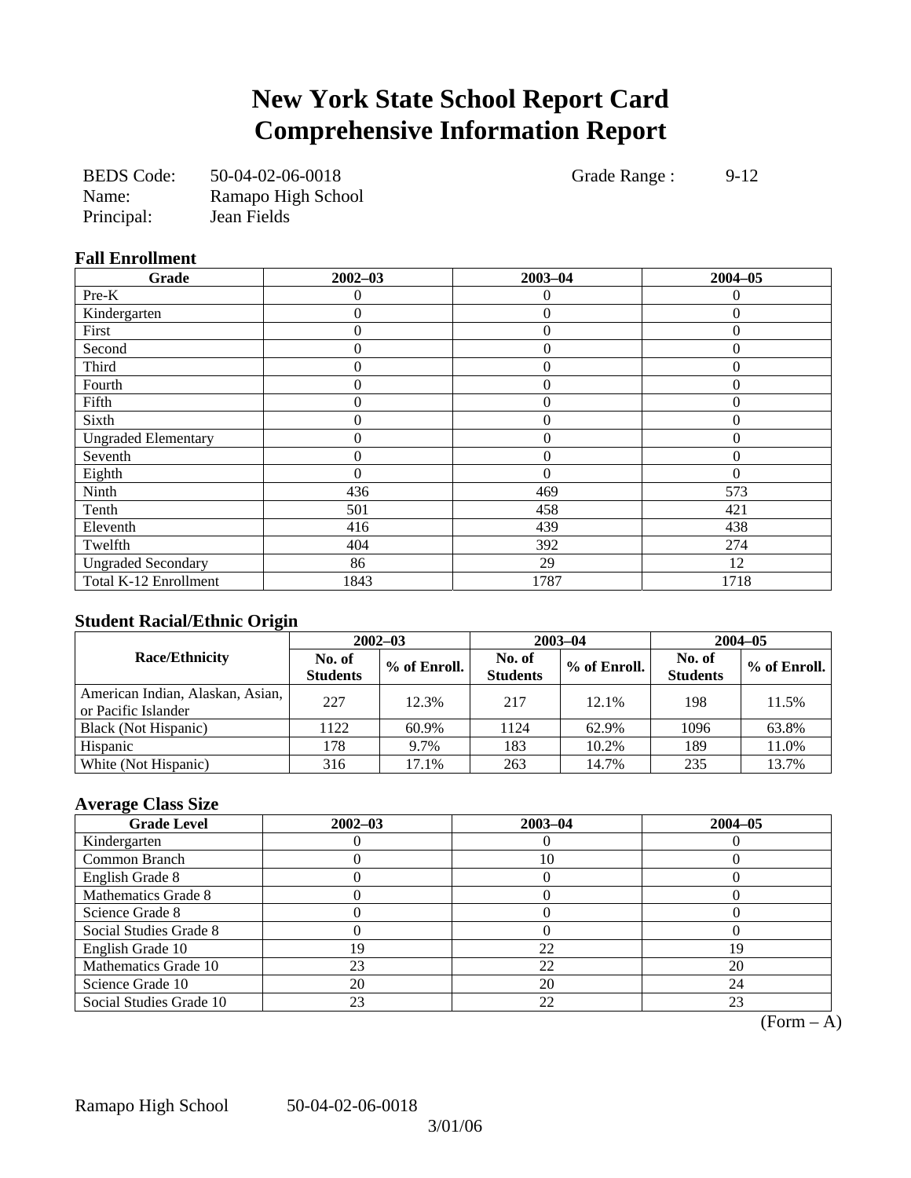# New York State School Report Card
# Comprehensive Information Report

BEDS Code: 50-04-02-06-0018 Grade Range : 9-12
Name: Ramapo High School
Principal: Jean Fields

### Fall Enrollment

| Grade | 2002–03 | 2003–04 | 2004–05 |
|---|---|---|---|
| Pre-K | 0 | 0 | 0 |
| Kindergarten | 0 | 0 | 0 |
| First | 0 | 0 | 0 |
| Second | 0 | 0 | 0 |
| Third | 0 | 0 | 0 |
| Fourth | 0 | 0 | 0 |
| Fifth | 0 | 0 | 0 |
| Sixth | 0 | 0 | 0 |
| Ungraded Elementary | 0 | 0 | 0 |
| Seventh | 0 | 0 | 0 |
| Eighth | 0 | 0 | 0 |
| Ninth | 436 | 469 | 573 |
| Tenth | 501 | 458 | 421 |
| Eleventh | 416 | 439 | 438 |
| Twelfth | 404 | 392 | 274 |
| Ungraded Secondary | 86 | 29 | 12 |
| Total K-12 Enrollment | 1843 | 1787 | 1718 |

### Student Racial/Ethnic Origin

| Race/Ethnicity | 2002–03 | | 2003–04 | | 2004–05 | |
|---|---|---|---|---|---|---|
| | No. of Students | % of Enroll. | No. of Students | % of Enroll. | No. of Students | % of Enroll. |
| American Indian, Alaskan, Asian, or Pacific Islander | 227 | 12.3% | 217 | 12.1% | 198 | 11.5% |
| Black (Not Hispanic) | 1122 | 60.9% | 1124 | 62.9% | 1096 | 63.8% |
| Hispanic | 178 | 9.7% | 183 | 10.2% | 189 | 11.0% |
| White (Not Hispanic) | 316 | 17.1% | 263 | 14.7% | 235 | 13.7% |

### Average Class Size

| Grade Level | 2002–03 | 2003–04 | 2004–05 |
|---|---|---|---|
| Kindergarten | 0 | 0 | 0 |
| Common Branch | 0 | 10 | 0 |
| English Grade 8 | 0 | 0 | 0 |
| Mathematics Grade 8 | 0 | 0 | 0 |
| Science Grade 8 | 0 | 0 | 0 |
| Social Studies Grade 8 | 0 | 0 | 0 |
| English Grade 10 | 19 | 22 | 19 |
| Mathematics Grade 10 | 23 | 22 | 20 |
| Science Grade 10 | 20 | 20 | 24 |
| Social Studies Grade 10 | 23 | 22 | 23 |

(Form – A)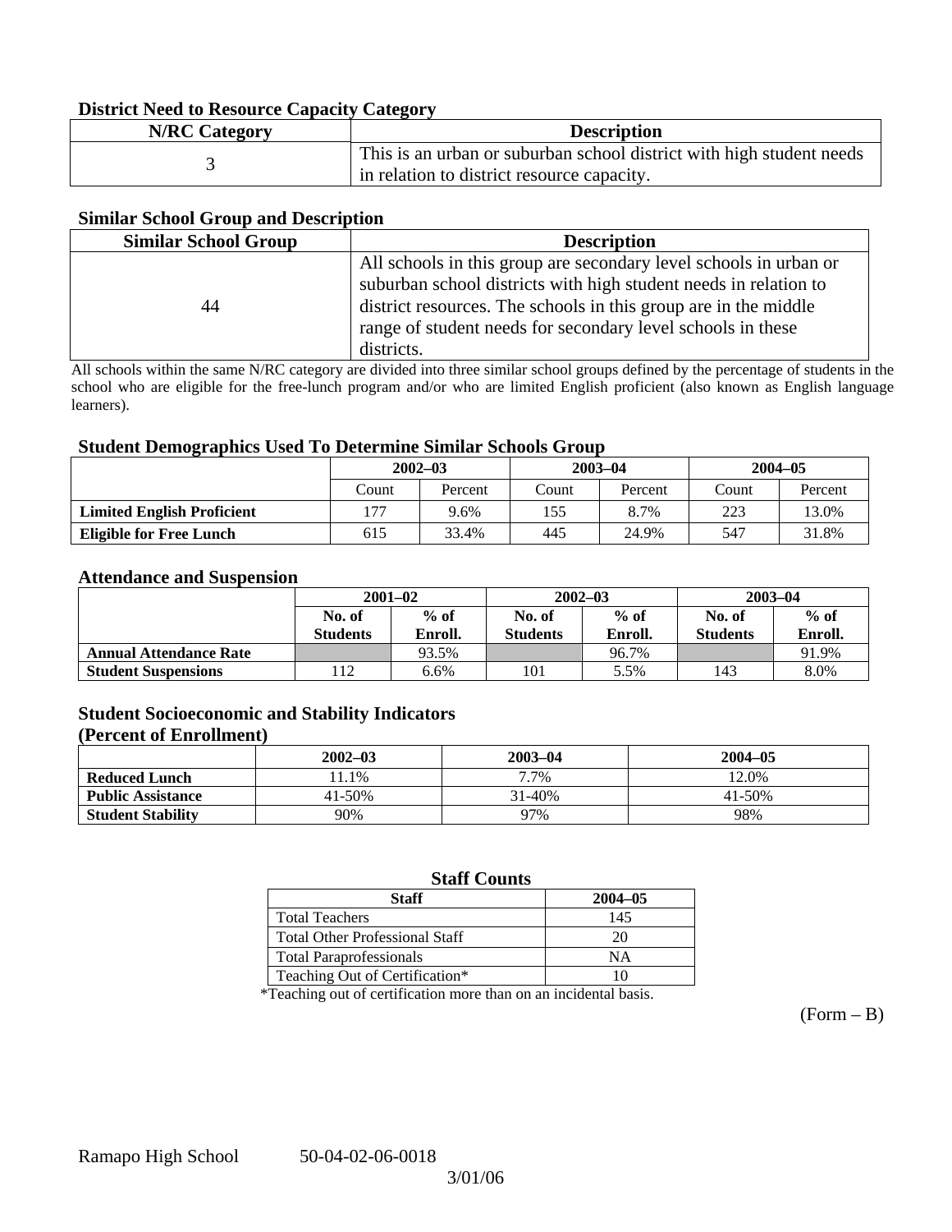### District Need to Resource Capacity Category

| N/RC Category | Description |
|---|---|
| 3 | This is an urban or suburban school district with high student needs in relation to district resource capacity. |

### Similar School Group and Description

| Similar School Group | Description |
|---|---|
| 44 | All schools in this group are secondary level schools in urban or suburban school districts with high student needs in relation to district resources. The schools in this group are in the middle range of student needs for secondary level schools in these districts. |

All schools within the same N/RC category are divided into three similar school groups defined by the percentage of students in the school who are eligible for the free-lunch program and/or who are limited English proficient (also known as English language learners).

### Student Demographics Used To Determine Similar Schools Group

| | 2002–03 | | 2003–04 | | 2004–05 | |
|---|---|---|---|---|---|---|
| | Count | Percent | Count | Percent | Count | Percent |
| **Limited English Proficient** | 177 | 9.6% | 155 | 8.7% | 223 | 13.0% |
| **Eligible for Free Lunch** | 615 | 33.4% | 445 | 24.9% | 547 | 31.8% |

### Attendance and Suspension

| | 2001–02 | | 2002–03 | | 2003–04 | |
|---|---|---|---|---|---|---|
| | No. of Students | % of Enroll. | No. of Students | % of Enroll. | No. of Students | % of Enroll. |
| **Annual Attendance Rate** | | 93.5% | | 96.7% | | 91.9% |
| **Student Suspensions** | 112 | 6.6% | 101 | 5.5% | 143 | 8.0% |

### Student Socioeconomic and Stability Indicators
### (Percent of Enrollment)

| | 2002–03 | 2003–04 | 2004–05 |
|---|---|---|---|
| **Reduced Lunch** | 11.1% | 7.7% | 12.0% |
| **Public Assistance** | 41-50% | 31-40% | 41-50% |
| **Student Stability** | 90% | 97% | 98% |

### Staff Counts

| Staff | 2004–05 |
|---|---|
| Total Teachers | 145 |
| Total Other Professional Staff | 20 |
| Total Paraprofessionals | NA |
| Teaching Out of Certification* | 10 |

*Teaching out of certification more than on an incidental basis.

(Form – B)

Ramapo High School 50-04-02-06-0018

3/01/06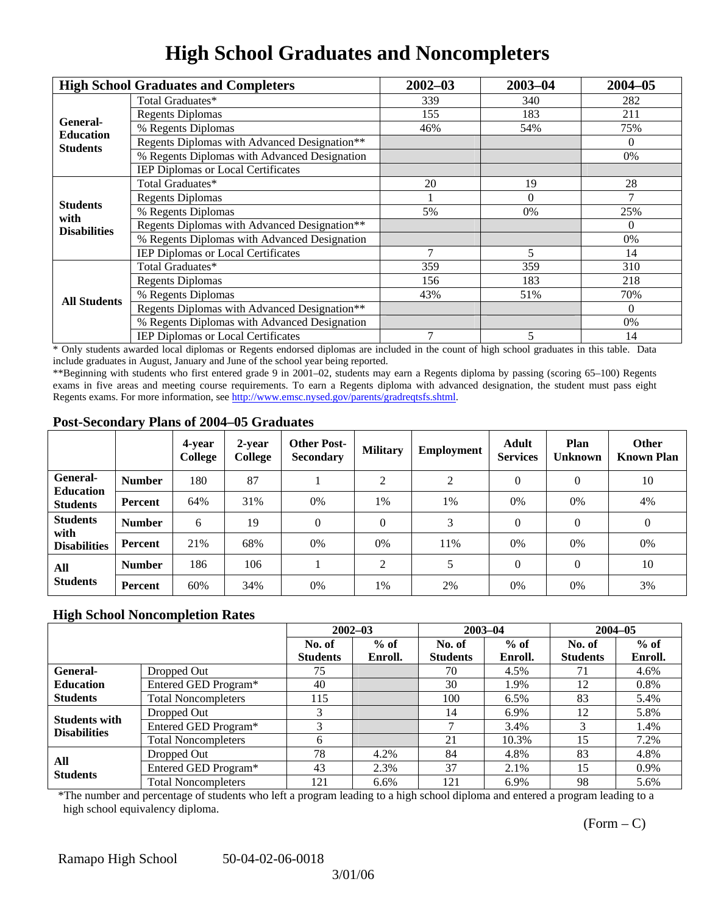# High School Graduates and Noncompleters

| High School Graduates and Completers | | 2002–03 | 2003–04 | 2004–05 |
|---|---|---|---|---|
| General-Education Students | Total Graduates* | 339 | 340 | 282 |
| | Regents Diplomas | 155 | 183 | 211 |
| | % Regents Diplomas | 46% | 54% | 75% |
| | Regents Diplomas with Advanced Designation** | | | 0 |
| | % Regents Diplomas with Advanced Designation | | | 0% |
| | IEP Diplomas or Local Certificates | | | |
| Students with Disabilities | Total Graduates* | 20 | 19 | 28 |
| | Regents Diplomas | 1 | 0 | 7 |
| | % Regents Diplomas | 5% | 0% | 25% |
| | Regents Diplomas with Advanced Designation** | | | 0 |
| | % Regents Diplomas with Advanced Designation | | | 0% |
| | IEP Diplomas or Local Certificates | 7 | 5 | 14 |
| All Students | Total Graduates* | 359 | 359 | 310 |
| | Regents Diplomas | 156 | 183 | 218 |
| | % Regents Diplomas | 43% | 51% | 70% |
| | Regents Diplomas with Advanced Designation** | | | 0 |
| | % Regents Diplomas with Advanced Designation | | | 0% |
| | IEP Diplomas or Local Certificates | 7 | 5 | 14 |

* Only students awarded local diplomas or Regents endorsed diplomas are included in the count of high school graduates in this table. Data include graduates in August, January and June of the school year being reported.

**Beginning with students who first entered grade 9 in 2001–02, students may earn a Regents diploma by passing (scoring 65–100) Regents exams in five areas and meeting course requirements. To earn a Regents diploma with advanced designation, the student must pass eight Regents exams. For more information, see http://www.emsc.nysed.gov/parents/gradreqtsfs.shtml.

## Post-Secondary Plans of 2004–05 Graduates

| | | 4-year College | 2-year College | Other Post-Secondary | Military | Employment | Adult Services | Plan Unknown | Other Known Plan |
|---|---|---|---|---|---|---|---|---|---|
| General-Education Students | Number | 180 | 87 | 1 | 2 | 2 | 0 | 0 | 10 |
| | Percent | 64% | 31% | 0% | 1% | 1% | 0% | 0% | 4% |
| Students with Disabilities | Number | 6 | 19 | 0 | 0 | 3 | 0 | 0 | 0 |
| | Percent | 21% | 68% | 0% | 0% | 11% | 0% | 0% | 0% |
| All Students | Number | 186 | 106 | 1 | 2 | 5 | 0 | 0 | 10 |
| | Percent | 60% | 34% | 0% | 1% | 2% | 0% | 0% | 3% |

## High School Noncompletion Rates

| | | 2002–03 | | 2003–04 | | 2004–05 | |
|---|---|---|---|---|---|---|---|
| | | No. of Students | % of Enroll. | No. of Students | % of Enroll. | No. of Students | % of Enroll. |
| General-Education Students | Dropped Out | 75 | | 70 | 4.5% | 71 | 4.6% |
| | Entered GED Program* | 40 | | 30 | 1.9% | 12 | 0.8% |
| | Total Noncompleters | 115 | | 100 | 6.5% | 83 | 5.4% |
| Students with Disabilities | Dropped Out | 3 | | 14 | 6.9% | 12 | 5.8% |
| | Entered GED Program* | 3 | | 7 | 3.4% | 3 | 1.4% |
| | Total Noncompleters | 6 | | 21 | 10.3% | 15 | 7.2% |
| All Students | Dropped Out | 78 | 4.2% | 84 | 4.8% | 83 | 4.8% |
| | Entered GED Program* | 43 | 2.3% | 37 | 2.1% | 15 | 0.9% |
| | Total Noncompleters | 121 | 6.6% | 121 | 6.9% | 98 | 5.6% |

*The number and percentage of students who left a program leading to a high school diploma and entered a program leading to a high school equivalency diploma.

(Form – C)

Ramapo High School 50-04-02-06-0018

3/01/06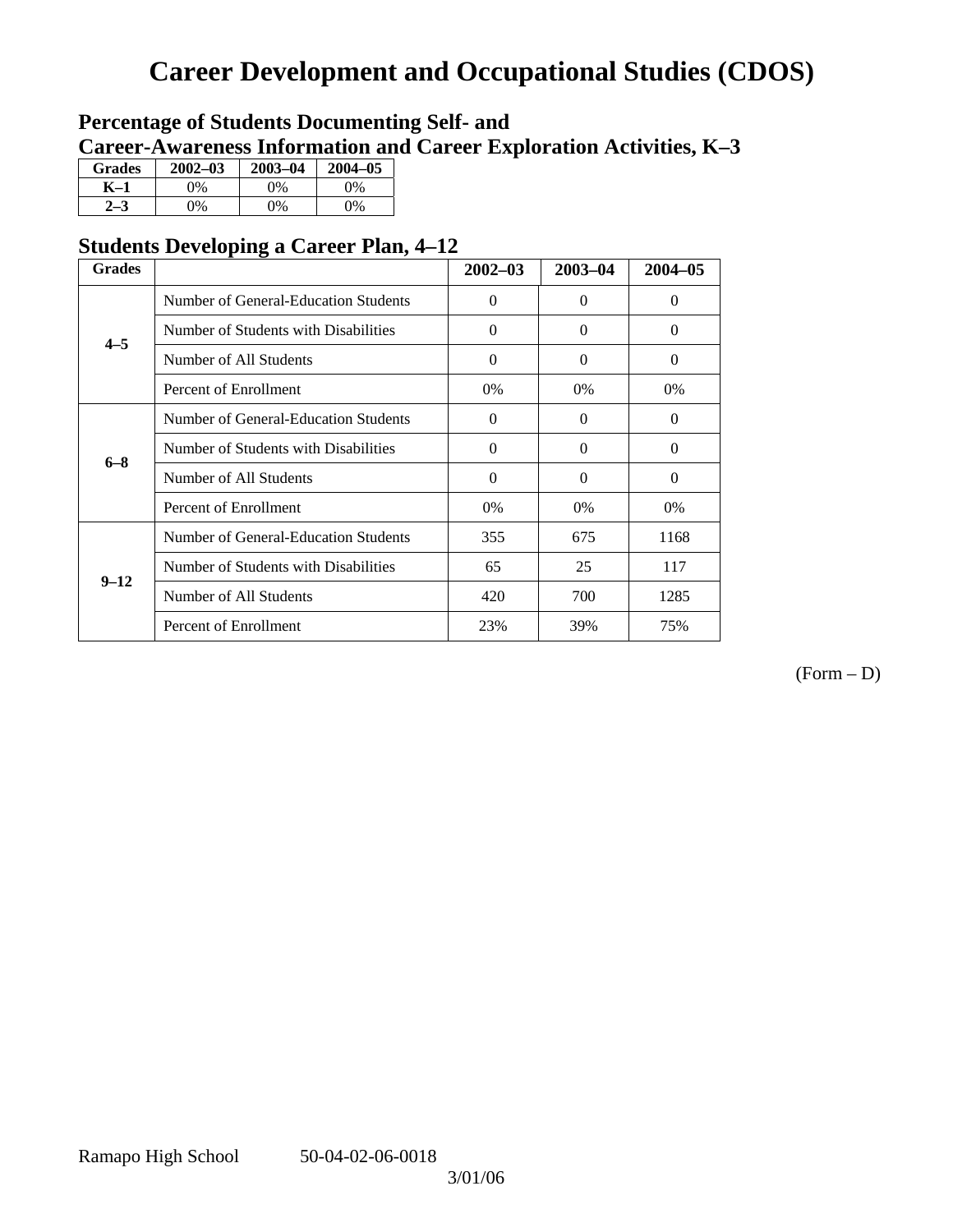# Career Development and Occupational Studies (CDOS)

## Percentage of Students Documenting Self- and Career-Awareness Information and Career Exploration Activities, K–3

| Grades | 2002–03 | 2003–04 | 2004–05 |
|---|---|---|---|
| K–1 | 0% | 0% | 0% |
| 2–3 | 0% | 0% | 0% |

## Students Developing a Career Plan, 4–12

| Grades | | 2002–03 | 2003–04 | 2004–05 |
|---|---|---|---|---|
| 4–5 | Number of General-Education Students | 0 | 0 | 0 |
| | Number of Students with Disabilities | 0 | 0 | 0 |
| | Number of All Students | 0 | 0 | 0 |
| | Percent of Enrollment | 0% | 0% | 0% |
| 6–8 | Number of General-Education Students | 0 | 0 | 0 |
| | Number of Students with Disabilities | 0 | 0 | 0 |
| | Number of All Students | 0 | 0 | 0 |
| | Percent of Enrollment | 0% | 0% | 0% |
| 9–12 | Number of General-Education Students | 355 | 675 | 1168 |
| | Number of Students with Disabilities | 65 | 25 | 117 |
| | Number of All Students | 420 | 700 | 1285 |
| | Percent of Enrollment | 23% | 39% | 75% |

(Form – D)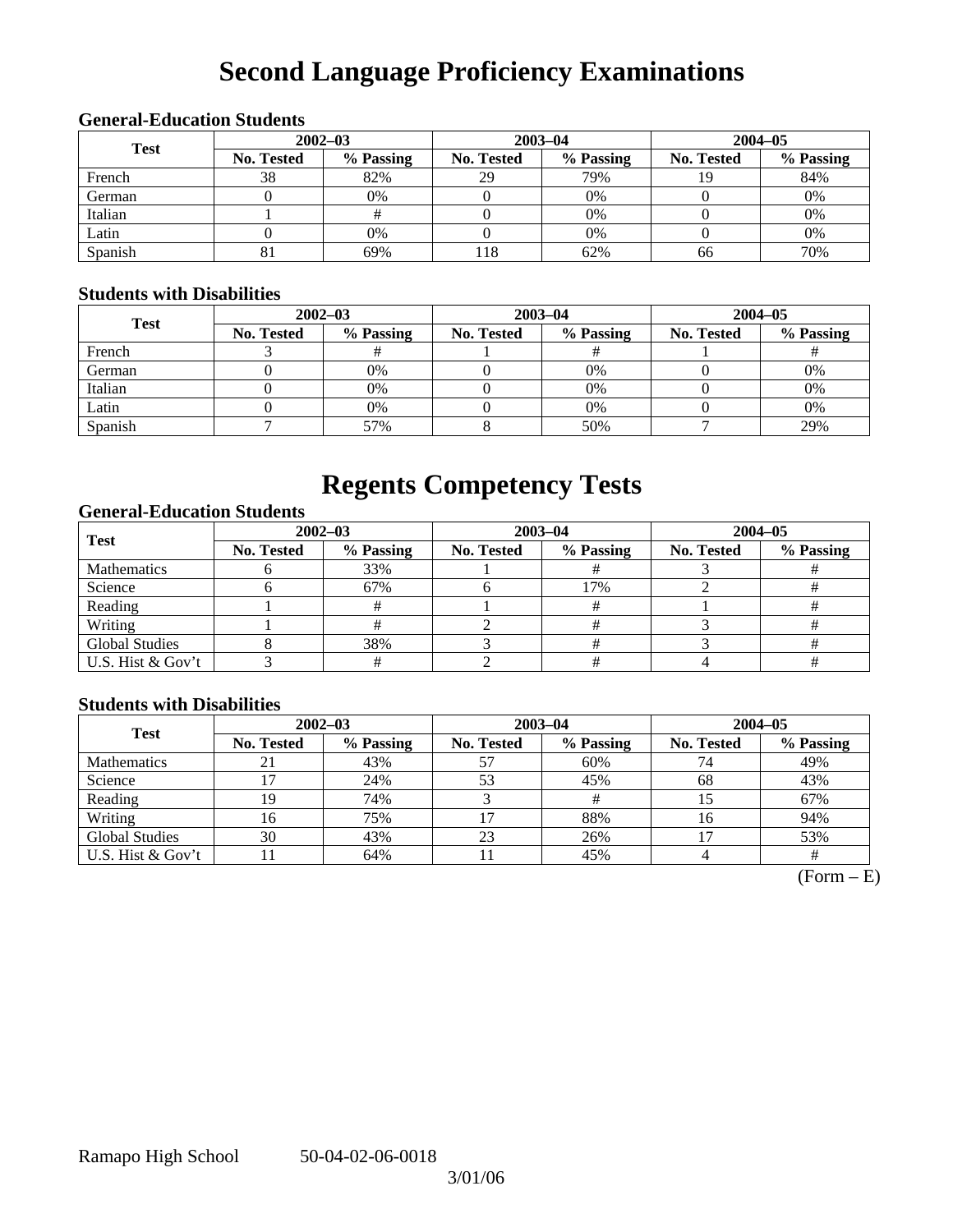# Second Language Proficiency Examinations

### General-Education Students

| Test | 2002–03 | | 2003–04 | | 2004–05 | |
|---|---|---|---|---|---|---|
| | No. Tested | % Passing | No. Tested | % Passing | No. Tested | % Passing |
| French | 38 | 82% | 29 | 79% | 19 | 84% |
| German | 0 | 0% | 0 | 0% | 0 | 0% |
| Italian | 1 | # | 0 | 0% | 0 | 0% |
| Latin | 0 | 0% | 0 | 0% | 0 | 0% |
| Spanish | 81 | 69% | 118 | 62% | 66 | 70% |

### Students with Disabilities

| Test | 2002–03 | | 2003–04 | | 2004–05 | |
|---|---|---|---|---|---|---|
| | No. Tested | % Passing | No. Tested | % Passing | No. Tested | % Passing |
| French | 3 | # | 1 | # | 1 | # |
| German | 0 | 0% | 0 | 0% | 0 | 0% |
| Italian | 0 | 0% | 0 | 0% | 0 | 0% |
| Latin | 0 | 0% | 0 | 0% | 0 | 0% |
| Spanish | 7 | 57% | 8 | 50% | 7 | 29% |

# Regents Competency Tests

### General-Education Students

| Test | 2002–03 | | 2003–04 | | 2004–05 | |
|---|---|---|---|---|---|---|
| | No. Tested | % Passing | No. Tested | % Passing | No. Tested | % Passing |
| Mathematics | 6 | 33% | 1 | # | 3 | # |
| Science | 6 | 67% | 6 | 17% | 2 | # |
| Reading | 1 | # | 1 | # | 1 | # |
| Writing | 1 | # | 2 | # | 3 | # |
| Global Studies | 8 | 38% | 3 | # | 3 | # |
| U.S. Hist & Gov't | 3 | # | 2 | # | 4 | # |

### Students with Disabilities

| Test | 2002–03 | | 2003–04 | | 2004–05 | |
|---|---|---|---|---|---|---|
| | No. Tested | % Passing | No. Tested | % Passing | No. Tested | % Passing |
| Mathematics | 21 | 43% | 57 | 60% | 74 | 49% |
| Science | 17 | 24% | 53 | 45% | 68 | 43% |
| Reading | 19 | 74% | 3 | # | 15 | 67% |
| Writing | 16 | 75% | 17 | 88% | 16 | 94% |
| Global Studies | 30 | 43% | 23 | 26% | 17 | 53% |
| U.S. Hist & Gov't | 11 | 64% | 11 | 45% | 4 | # |

(Form – E)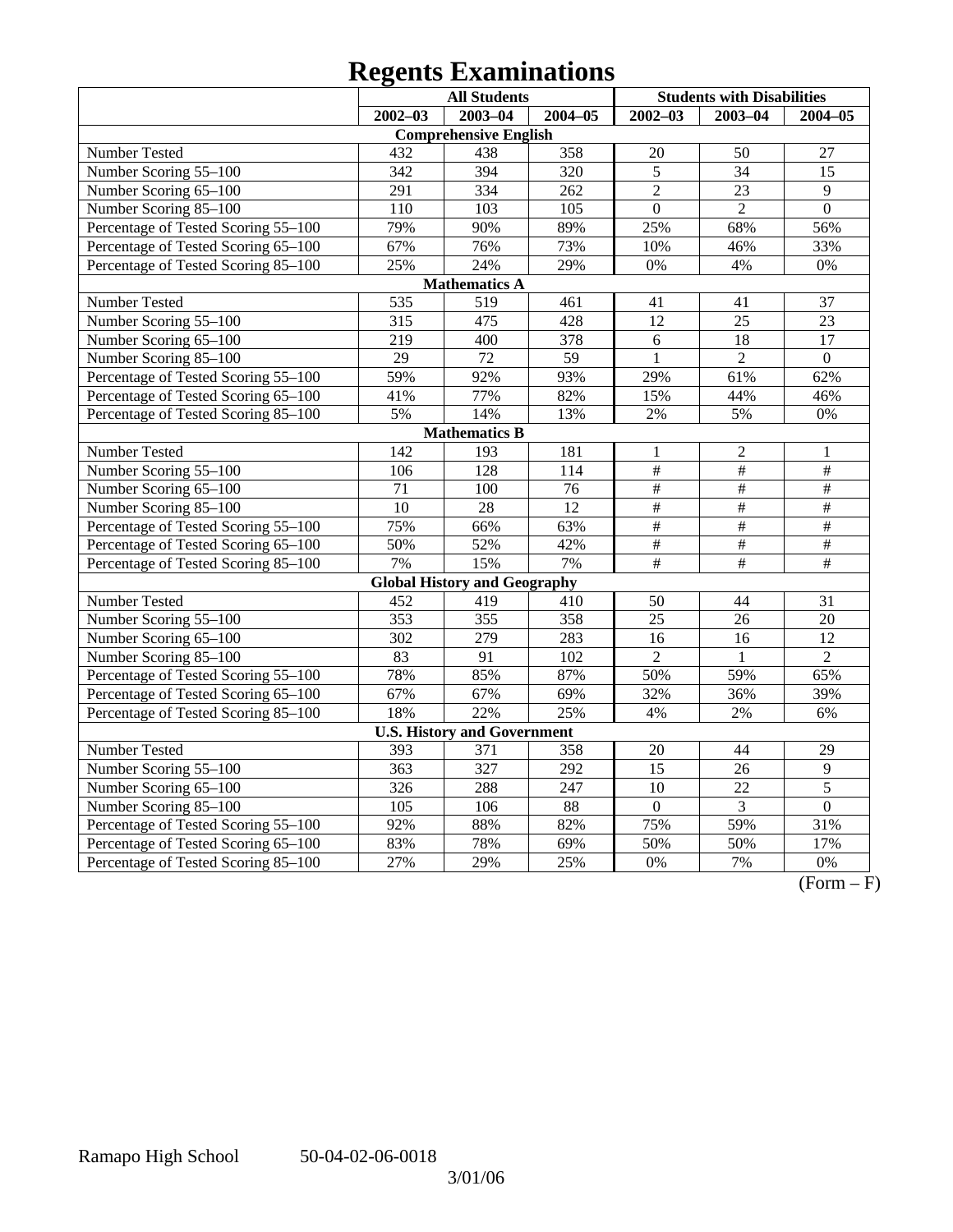# Regents Examinations

| | All Students | | | Students with Disabilities | | |
|---|---|---|---|---|---|---|
| | 2002–03 | 2003–04 | 2004–05 | 2002–03 | 2003–04 | 2004–05 |
| **Comprehensive English** | | | | | | |
| Number Tested | 432 | 438 | 358 | 20 | 50 | 27 |
| Number Scoring 55–100 | 342 | 394 | 320 | 5 | 34 | 15 |
| Number Scoring 65–100 | 291 | 334 | 262 | 2 | 23 | 9 |
| Number Scoring 85–100 | 110 | 103 | 105 | 0 | 2 | 0 |
| Percentage of Tested Scoring 55–100 | 79% | 90% | 89% | 25% | 68% | 56% |
| Percentage of Tested Scoring 65–100 | 67% | 76% | 73% | 10% | 46% | 33% |
| Percentage of Tested Scoring 85–100 | 25% | 24% | 29% | 0% | 4% | 0% |
| **Mathematics A** | | | | | | |
| Number Tested | 535 | 519 | 461 | 41 | 41 | 37 |
| Number Scoring 55–100 | 315 | 475 | 428 | 12 | 25 | 23 |
| Number Scoring 65–100 | 219 | 400 | 378 | 6 | 18 | 17 |
| Number Scoring 85–100 | 29 | 72 | 59 | 1 | 2 | 0 |
| Percentage of Tested Scoring 55–100 | 59% | 92% | 93% | 29% | 61% | 62% |
| Percentage of Tested Scoring 65–100 | 41% | 77% | 82% | 15% | 44% | 46% |
| Percentage of Tested Scoring 85–100 | 5% | 14% | 13% | 2% | 5% | 0% |
| **Mathematics B** | | | | | | |
| Number Tested | 142 | 193 | 181 | 1 | 2 | 1 |
| Number Scoring 55–100 | 106 | 128 | 114 | # | # | # |
| Number Scoring 65–100 | 71 | 100 | 76 | # | # | # |
| Number Scoring 85–100 | 10 | 28 | 12 | # | # | # |
| Percentage of Tested Scoring 55–100 | 75% | 66% | 63% | # | # | # |
| Percentage of Tested Scoring 65–100 | 50% | 52% | 42% | # | # | # |
| Percentage of Tested Scoring 85–100 | 7% | 15% | 7% | # | # | # |
| **Global History and Geography** | | | | | | |
| Number Tested | 452 | 419 | 410 | 50 | 44 | 31 |
| Number Scoring 55–100 | 353 | 355 | 358 | 25 | 26 | 20 |
| Number Scoring 65–100 | 302 | 279 | 283 | 16 | 16 | 12 |
| Number Scoring 85–100 | 83 | 91 | 102 | 2 | 1 | 2 |
| Percentage of Tested Scoring 55–100 | 78% | 85% | 87% | 50% | 59% | 65% |
| Percentage of Tested Scoring 65–100 | 67% | 67% | 69% | 32% | 36% | 39% |
| Percentage of Tested Scoring 85–100 | 18% | 22% | 25% | 4% | 2% | 6% |
| **U.S. History and Government** | | | | | | |
| Number Tested | 393 | 371 | 358 | 20 | 44 | 29 |
| Number Scoring 55–100 | 363 | 327 | 292 | 15 | 26 | 9 |
| Number Scoring 65–100 | 326 | 288 | 247 | 10 | 22 | 5 |
| Number Scoring 85–100 | 105 | 106 | 88 | 0 | 3 | 0 |
| Percentage of Tested Scoring 55–100 | 92% | 88% | 82% | 75% | 59% | 31% |
| Percentage of Tested Scoring 65–100 | 83% | 78% | 69% | 50% | 50% | 17% |
| Percentage of Tested Scoring 85–100 | 27% | 29% | 25% | 0% | 7% | 0% |

(Form – F)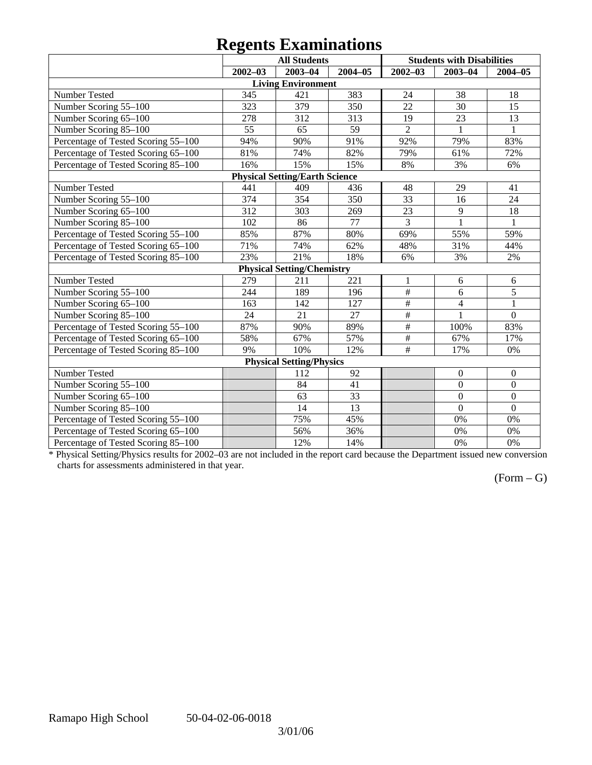# Regents Examinations

| | All Students | | | Students with Disabilities | | |
|---|---|---|---|---|---|---|
| | 2002–03 | 2003–04 | 2004–05 | 2002–03 | 2003–04 | 2004–05 |
| **Living Environment** | | | | | | |
| Number Tested | 345 | 421 | 383 | 24 | 38 | 18 |
| Number Scoring 55–100 | 323 | 379 | 350 | 22 | 30 | 15 |
| Number Scoring 65–100 | 278 | 312 | 313 | 19 | 23 | 13 |
| Number Scoring 85–100 | 55 | 65 | 59 | 2 | 1 | 1 |
| Percentage of Tested Scoring 55–100 | 94% | 90% | 91% | 92% | 79% | 83% |
| Percentage of Tested Scoring 65–100 | 81% | 74% | 82% | 79% | 61% | 72% |
| Percentage of Tested Scoring 85–100 | 16% | 15% | 15% | 8% | 3% | 6% |
| **Physical Setting/Earth Science** | | | | | | |
| Number Tested | 441 | 409 | 436 | 48 | 29 | 41 |
| Number Scoring 55–100 | 374 | 354 | 350 | 33 | 16 | 24 |
| Number Scoring 65–100 | 312 | 303 | 269 | 23 | 9 | 18 |
| Number Scoring 85–100 | 102 | 86 | 77 | 3 | 1 | 1 |
| Percentage of Tested Scoring 55–100 | 85% | 87% | 80% | 69% | 55% | 59% |
| Percentage of Tested Scoring 65–100 | 71% | 74% | 62% | 48% | 31% | 44% |
| Percentage of Tested Scoring 85–100 | 23% | 21% | 18% | 6% | 3% | 2% |
| **Physical Setting/Chemistry** | | | | | | |
| Number Tested | 279 | 211 | 221 | 1 | 6 | 6 |
| Number Scoring 55–100 | 244 | 189 | 196 | # | 6 | 5 |
| Number Scoring 65–100 | 163 | 142 | 127 | # | 4 | 1 |
| Number Scoring 85–100 | 24 | 21 | 27 | # | 1 | 0 |
| Percentage of Tested Scoring 55–100 | 87% | 90% | 89% | # | 100% | 83% |
| Percentage of Tested Scoring 65–100 | 58% | 67% | 57% | # | 67% | 17% |
| Percentage of Tested Scoring 85–100 | 9% | 10% | 12% | # | 17% | 0% |
| **Physical Setting/Physics** | | | | | | |
| Number Tested | | 112 | 92 | | 0 | 0 |
| Number Scoring 55–100 | | 84 | 41 | | 0 | 0 |
| Number Scoring 65–100 | | 63 | 33 | | 0 | 0 |
| Number Scoring 85–100 | | 14 | 13 | | 0 | 0 |
| Percentage of Tested Scoring 55–100 | | 75% | 45% | | 0% | 0% |
| Percentage of Tested Scoring 65–100 | | 56% | 36% | | 0% | 0% |
| Percentage of Tested Scoring 85–100 | | 12% | 14% | | 0% | 0% |

* Physical Setting/Physics results for 2002–03 are not included in the report card because the Department issued new conversion charts for assessments administered in that year.

(Form – G)

Ramapo High School 50-04-02-06-0018

3/01/06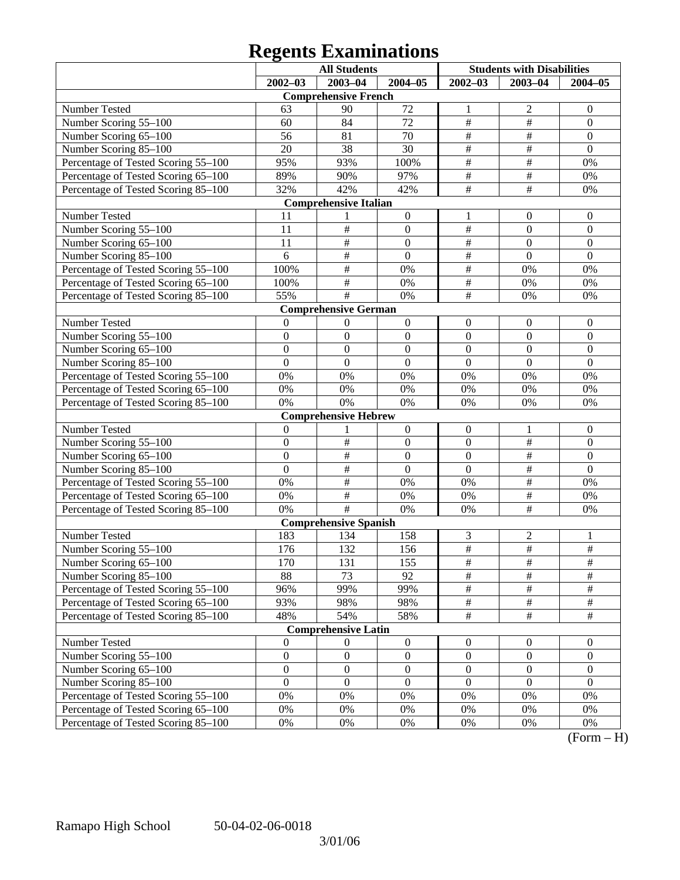# Regents Examinations

| | All Students | | | Students with Disabilities | | |
|---|---|---|---|---|---|---|
| | 2002–03 | 2003–04 | 2004–05 | 2002–03 | 2003–04 | 2004–05 |
| **Comprehensive French** | | | | | | |
| Number Tested | 63 | 90 | 72 | 1 | 2 | 0 |
| Number Scoring 55–100 | 60 | 84 | 72 | # | # | 0 |
| Number Scoring 65–100 | 56 | 81 | 70 | # | # | 0 |
| Number Scoring 85–100 | 20 | 38 | 30 | # | # | 0 |
| Percentage of Tested Scoring 55–100 | 95% | 93% | 100% | # | # | 0% |
| Percentage of Tested Scoring 65–100 | 89% | 90% | 97% | # | # | 0% |
| Percentage of Tested Scoring 85–100 | 32% | 42% | 42% | # | # | 0% |
| **Comprehensive Italian** | | | | | | |
| Number Tested | 11 | 1 | 0 | 1 | 0 | 0 |
| Number Scoring 55–100 | 11 | # | 0 | # | 0 | 0 |
| Number Scoring 65–100 | 11 | # | 0 | # | 0 | 0 |
| Number Scoring 85–100 | 6 | # | 0 | # | 0 | 0 |
| Percentage of Tested Scoring 55–100 | 100% | # | 0% | # | 0% | 0% |
| Percentage of Tested Scoring 65–100 | 100% | # | 0% | # | 0% | 0% |
| Percentage of Tested Scoring 85–100 | 55% | # | 0% | # | 0% | 0% |
| **Comprehensive German** | | | | | | |
| Number Tested | 0 | 0 | 0 | 0 | 0 | 0 |
| Number Scoring 55–100 | 0 | 0 | 0 | 0 | 0 | 0 |
| Number Scoring 65–100 | 0 | 0 | 0 | 0 | 0 | 0 |
| Number Scoring 85–100 | 0 | 0 | 0 | 0 | 0 | 0 |
| Percentage of Tested Scoring 55–100 | 0% | 0% | 0% | 0% | 0% | 0% |
| Percentage of Tested Scoring 65–100 | 0% | 0% | 0% | 0% | 0% | 0% |
| Percentage of Tested Scoring 85–100 | 0% | 0% | 0% | 0% | 0% | 0% |
| **Comprehensive Hebrew** | | | | | | |
| Number Tested | 0 | 1 | 0 | 0 | 1 | 0 |
| Number Scoring 55–100 | 0 | # | 0 | 0 | # | 0 |
| Number Scoring 65–100 | 0 | # | 0 | 0 | # | 0 |
| Number Scoring 85–100 | 0 | # | 0 | 0 | # | 0 |
| Percentage of Tested Scoring 55–100 | 0% | # | 0% | 0% | # | 0% |
| Percentage of Tested Scoring 65–100 | 0% | # | 0% | 0% | # | 0% |
| Percentage of Tested Scoring 85–100 | 0% | # | 0% | 0% | # | 0% |
| **Comprehensive Spanish** | | | | | | |
| Number Tested | 183 | 134 | 158 | 3 | 2 | 1 |
| Number Scoring 55–100 | 176 | 132 | 156 | # | # | # |
| Number Scoring 65–100 | 170 | 131 | 155 | # | # | # |
| Number Scoring 85–100 | 88 | 73 | 92 | # | # | # |
| Percentage of Tested Scoring 55–100 | 96% | 99% | 99% | # | # | # |
| Percentage of Tested Scoring 65–100 | 93% | 98% | 98% | # | # | # |
| Percentage of Tested Scoring 85–100 | 48% | 54% | 58% | # | # | # |
| **Comprehensive Latin** | | | | | | |
| Number Tested | 0 | 0 | 0 | 0 | 0 | 0 |
| Number Scoring 55–100 | 0 | 0 | 0 | 0 | 0 | 0 |
| Number Scoring 65–100 | 0 | 0 | 0 | 0 | 0 | 0 |
| Number Scoring 85–100 | 0 | 0 | 0 | 0 | 0 | 0 |
| Percentage of Tested Scoring 55–100 | 0% | 0% | 0% | 0% | 0% | 0% |
| Percentage of Tested Scoring 65–100 | 0% | 0% | 0% | 0% | 0% | 0% |
| Percentage of Tested Scoring 85–100 | 0% | 0% | 0% | 0% | 0% | 0% |

(Form – H)

Ramapo High School 50-04-02-06-0018

3/01/06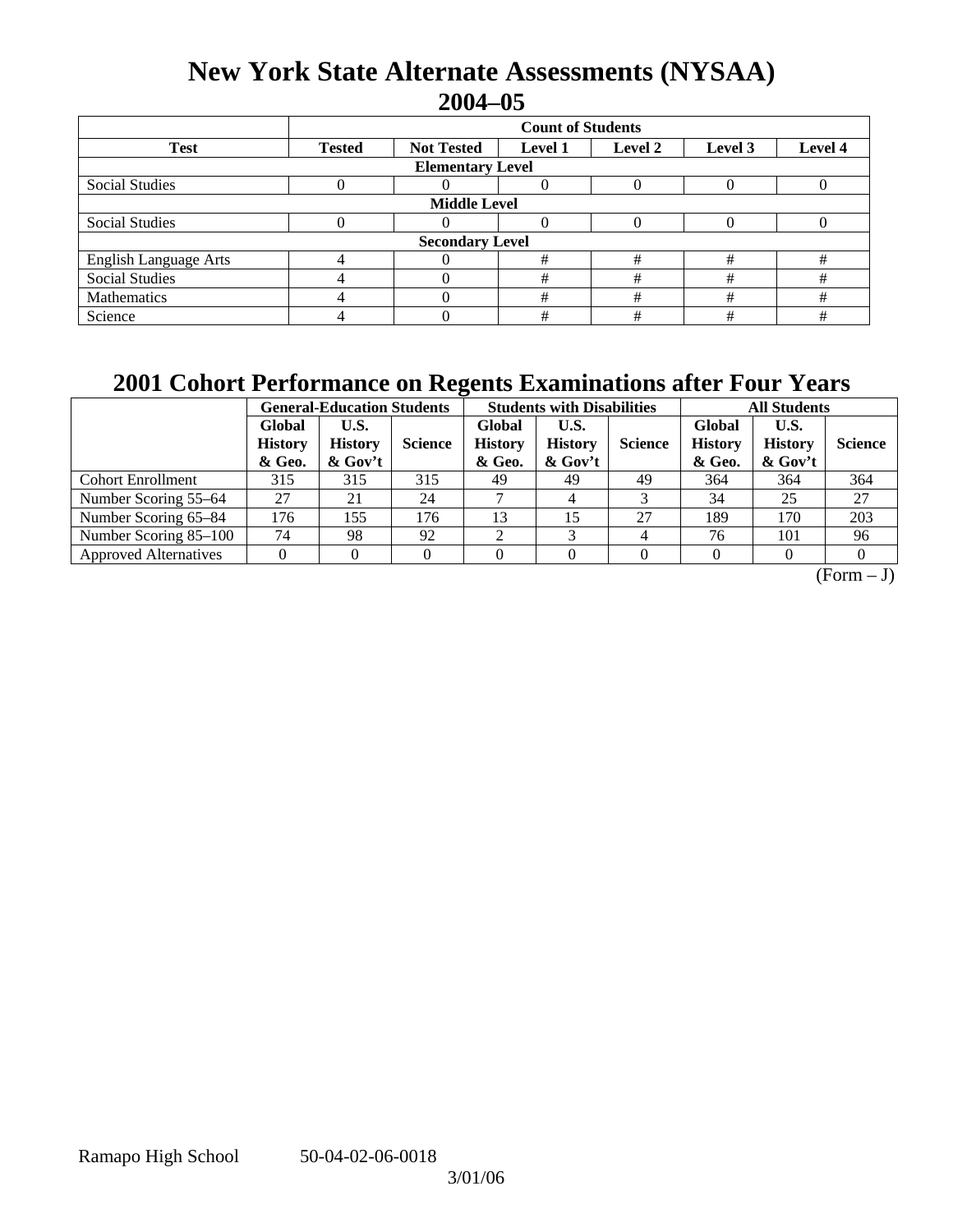# New York State Alternate Assessments (NYSAA)
## 2004–05

| | Count of Students | | | | | |
|---|---|---|---|---|---|---|
| **Test** | **Tested** | **Not Tested** | **Level 1** | **Level 2** | **Level 3** | **Level 4** |
| **Elementary Level** | | | | | | |
| Social Studies | 0 | 0 | 0 | 0 | 0 | 0 |
| **Middle Level** | | | | | | |
| Social Studies | 0 | 0 | 0 | 0 | 0 | 0 |
| **Secondary Level** | | | | | | |
| English Language Arts | 4 | 0 | # | # | # | # |
| Social Studies | 4 | 0 | # | # | # | # |
| Mathematics | 4 | 0 | # | # | # | # |
| Science | 4 | 0 | # | # | # | # |

# 2001 Cohort Performance on Regents Examinations after Four Years

| | General-Education Students | | | Students with Disabilities | | | All Students | | |
|---|---|---|---|---|---|---|---|---|---|
| | **Global History & Geo.** | **U.S. History & Gov't** | **Science** | **Global History & Geo.** | **U.S. History & Gov't** | **Science** | **Global History & Geo.** | **U.S. History & Gov't** | **Science** |
| Cohort Enrollment | 315 | 315 | 315 | 49 | 49 | 49 | 364 | 364 | 364 |
| Number Scoring 55–64 | 27 | 21 | 24 | 7 | 4 | 3 | 34 | 25 | 27 |
| Number Scoring 65–84 | 176 | 155 | 176 | 13 | 15 | 27 | 189 | 170 | 203 |
| Number Scoring 85–100 | 74 | 98 | 92 | 2 | 3 | 4 | 76 | 101 | 96 |
| Approved Alternatives | 0 | 0 | 0 | 0 | 0 | 0 | 0 | 0 | 0 |

(Form – J)

Ramapo High School 50-04-02-06-0018

3/01/06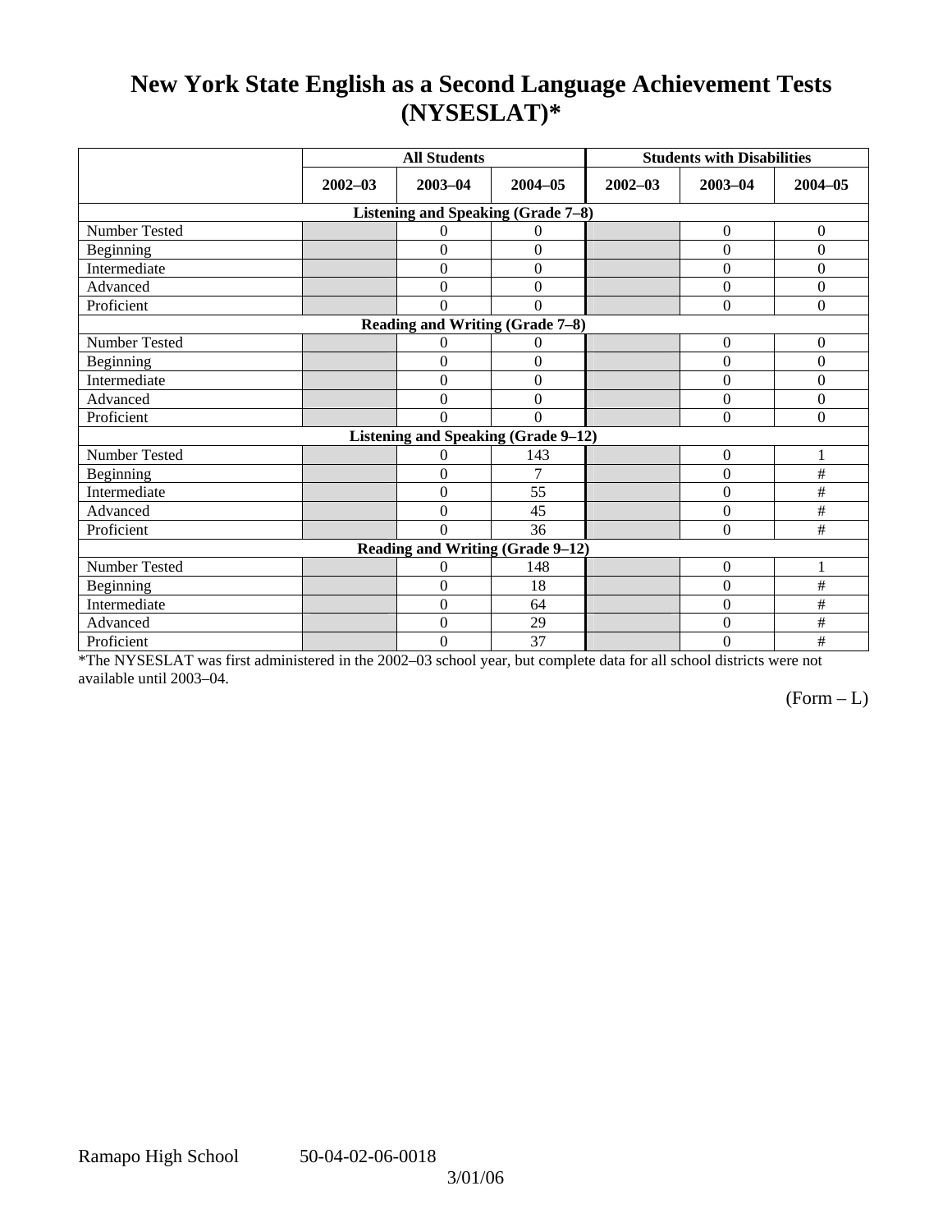# New York State English as a Second Language Achievement Tests (NYSESLAT)*

| | All Students | | | Students with Disabilities | | |
|---|---|---|---|---|---|---|
| | 2002–03 | 2003–04 | 2004–05 | 2002–03 | 2003–04 | 2004–05 |
| **Listening and Speaking (Grade 7–8)** | | | | | | |
| Number Tested | | 0 | 0 | | 0 | 0 |
| Beginning | | 0 | 0 | | 0 | 0 |
| Intermediate | | 0 | 0 | | 0 | 0 |
| Advanced | | 0 | 0 | | 0 | 0 |
| Proficient | | 0 | 0 | | 0 | 0 |
| **Reading and Writing (Grade 7–8)** | | | | | | |
| Number Tested | | 0 | 0 | | 0 | 0 |
| Beginning | | 0 | 0 | | 0 | 0 |
| Intermediate | | 0 | 0 | | 0 | 0 |
| Advanced | | 0 | 0 | | 0 | 0 |
| Proficient | | 0 | 0 | | 0 | 0 |
| **Listening and Speaking (Grade 9–12)** | | | | | | |
| Number Tested | | 0 | 143 | | 0 | 1 |
| Beginning | | 0 | 7 | | 0 | # |
| Intermediate | | 0 | 55 | | 0 | # |
| Advanced | | 0 | 45 | | 0 | # |
| Proficient | | 0 | 36 | | 0 | # |
| **Reading and Writing (Grade 9–12)** | | | | | | |
| Number Tested | | 0 | 148 | | 0 | 1 |
| Beginning | | 0 | 18 | | 0 | # |
| Intermediate | | 0 | 64 | | 0 | # |
| Advanced | | 0 | 29 | | 0 | # |
| Proficient | | 0 | 37 | | 0 | # |

*The NYSESLAT was first administered in the 2002–03 school year, but complete data for all school districts were not available until 2003–04.

(Form – L)

Ramapo High School 50-04-02-06-0018

3/01/06